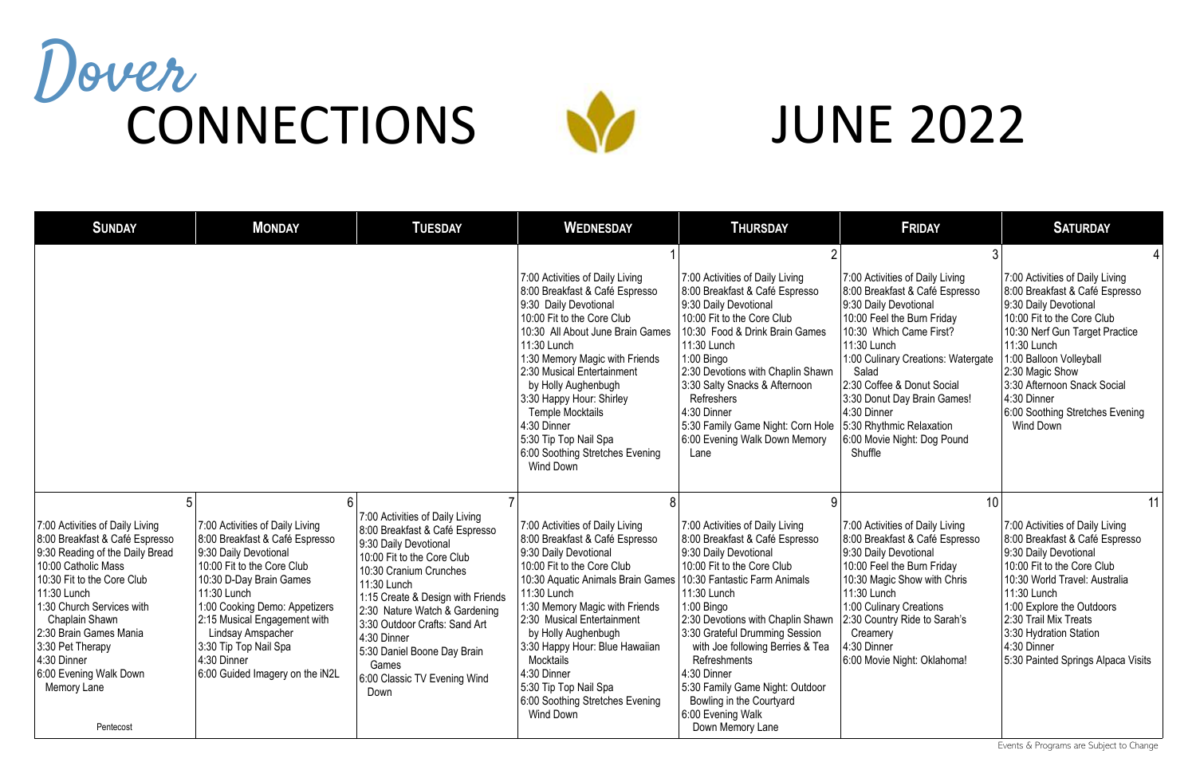# Dover CONNECTIONS

# JUNE 2022

| SUNDAY | MONDAY | TUESDAY | WEDNESDAY | THURSDAY | FRIDAY | SATURDAY |
|---|---|---|---|---|---|---|
| | | | **1**<br>7:00 Activities of Daily Living<br>8:00 Breakfast & Café Espresso<br>9:30 Daily Devotional<br>10:00 Fit to the Core Club<br>10:30 All About June Brain Games<br>11:30 Lunch<br>1:30 Memory Magic with Friends<br>2:30 Musical Entertainment by Holly Aughenbugh<br>3:30 Happy Hour: Shirley Temple Mocktails<br>4:30 Dinner<br>5:30 Tip Top Nail Spa<br>6:00 Soothing Stretches Evening Wind Down | **2**<br>7:00 Activities of Daily Living<br>8:00 Breakfast & Café Espresso<br>9:30 Daily Devotional<br>10:00 Fit to the Core Club<br>10:30 Food & Drink Brain Games<br>11:30 Lunch<br>1:00 Bingo<br>2:30 Devotions with Chaplin Shawn<br>3:30 Salty Snacks & Afternoon Refreshers<br>4:30 Dinner<br>5:30 Family Game Night: Corn Hole<br>6:00 Evening Walk Down Memory Lane | **3**<br>7:00 Activities of Daily Living<br>8:00 Breakfast & Café Espresso<br>9:30 Daily Devotional<br>10:00 Feel the Burn Friday<br>10:30 Which Came First?<br>11:30 Lunch<br>1:00 Culinary Creations: Watergate Salad<br>2:30 Coffee & Donut Social<br>3:30 Donut Day Brain Games!<br>4:30 Dinner<br>5:30 Rhythmic Relaxation<br>6:00 Movie Night: Dog Pound Shuffle | **4**<br>7:00 Activities of Daily Living<br>8:00 Breakfast & Café Espresso<br>9:30 Daily Devotional<br>10:00 Fit to the Core Club<br>10:30 Nerf Gun Target Practice<br>11:30 Lunch<br>1:00 Balloon Volleyball<br>2:30 Magic Show<br>3:30 Afternoon Snack Social<br>4:30 Dinner<br>6:00 Soothing Stretches Evening Wind Down |
| **5**<br>7:00 Activities of Daily Living<br>8:00 Breakfast & Café Espresso<br>9:30 Reading of the Daily Bread<br>10:00 Catholic Mass<br>10:30 Fit to the Core Club<br>11:30 Lunch<br>1:30 Church Services with Chaplain Shawn<br>2:30 Brain Games Mania<br>3:30 Pet Therapy<br>4:30 Dinner<br>6:00 Evening Walk Down Memory Lane<br>Pentecost | **6**<br>7:00 Activities of Daily Living<br>8:00 Breakfast & Café Espresso<br>9:30 Daily Devotional<br>10:00 Fit to the Core Club<br>10:30 D-Day Brain Games<br>11:30 Lunch<br>1:00 Cooking Demo: Appetizers<br>2:15 Musical Engagement with Lindsay Amspacher<br>3:30 Tip Top Nail Spa<br>4:30 Dinner<br>6:00 Guided Imagery on the iN2L | **7**<br>7:00 Activities of Daily Living<br>8:00 Breakfast & Café Espresso<br>9:30 Daily Devotional<br>10:00 Fit to the Core Club<br>10:30 Cranium Crunches<br>11:30 Lunch<br>1:15 Create & Design with Friends<br>2:30 Nature Watch & Gardening<br>3:30 Outdoor Crafts: Sand Art<br>4:30 Dinner<br>5:30 Daniel Boone Day Brain Games<br>6:00 Classic TV Evening Wind Down | **8**<br>7:00 Activities of Daily Living<br>8:00 Breakfast & Café Espresso<br>9:30 Daily Devotional<br>10:00 Fit to the Core Club<br>10:30 Aquatic Animals Brain Games<br>11:30 Lunch<br>1:30 Memory Magic with Friends<br>2:30 Musical Entertainment by Holly Aughenbugh<br>3:30 Happy Hour: Blue Hawaiian Mocktails<br>4:30 Dinner<br>5:30 Tip Top Nail Spa<br>6:00 Soothing Stretches Evening Wind Down | **9**<br>7:00 Activities of Daily Living<br>8:00 Breakfast & Café Espresso<br>9:30 Daily Devotional<br>10:00 Fit to the Core Club<br>10:30 Fantastic Farm Animals<br>11:30 Lunch<br>1:00 Bingo<br>2:30 Devotions with Chaplin Shawn<br>3:30 Grateful Drumming Session with Joe following Berries & Tea Refreshments<br>4:30 Dinner<br>5:30 Family Game Night: Outdoor Bowling in the Courtyard<br>6:00 Evening Walk Down Memory Lane | **10**<br>7:00 Activities of Daily Living<br>8:00 Breakfast & Café Espresso<br>9:30 Daily Devotional<br>10:00 Feel the Burn Friday<br>10:30 Magic Show with Chris<br>11:30 Lunch<br>1:00 Culinary Creations<br>2:30 Country Ride to Sarah's Creamery<br>4:30 Dinner<br>6:00 Movie Night: Oklahoma! | **11**<br>7:00 Activities of Daily Living<br>8:00 Breakfast & Café Espresso<br>9:30 Daily Devotional<br>10:00 Fit to the Core Club<br>10:30 World Travel: Australia<br>11:30 Lunch<br>1:00 Explore the Outdoors<br>2:30 Trail Mix Treats<br>3:30 Hydration Station<br>4:30 Dinner<br>5:30 Painted Springs Alpaca Visits |

Events & Programs are Subject to Change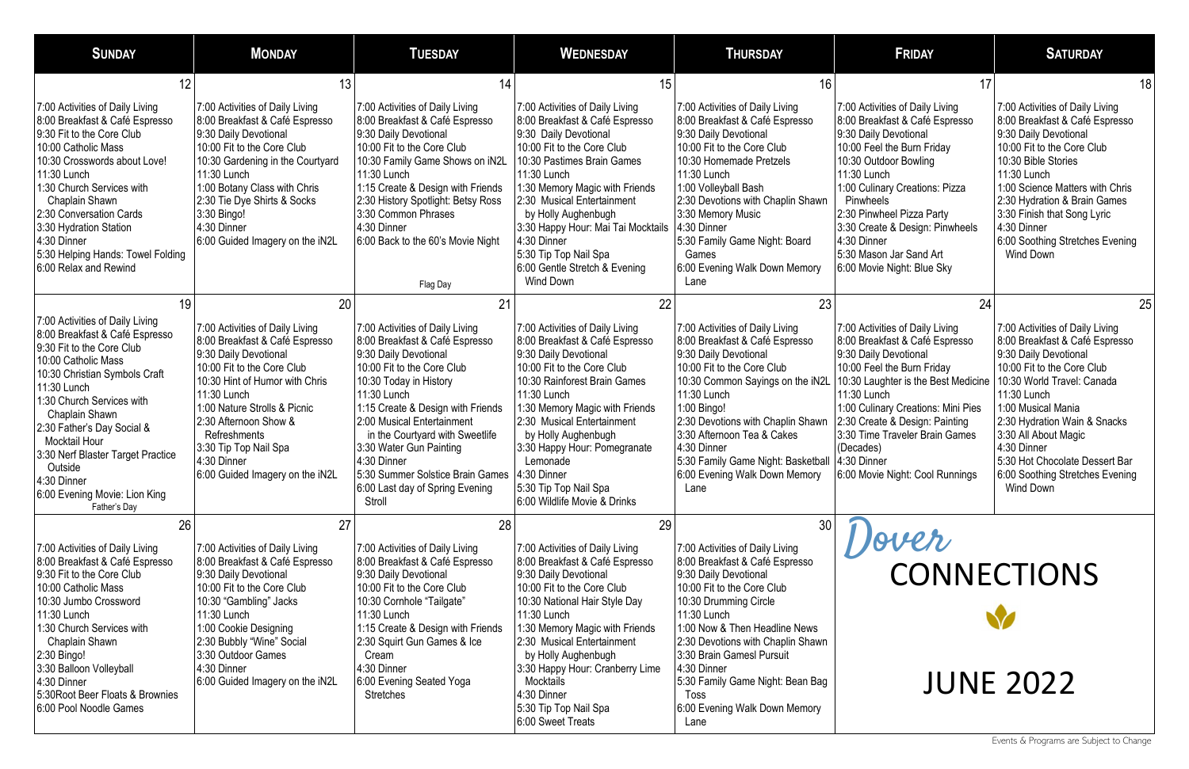| Sunday | Monday | Tuesday | Wednesday | Thursday | Friday | Saturday |
|---|---|---|---|---|---|---|
| 12<br>7:00 Activities of Daily Living<br>8:00 Breakfast & Café Espresso<br>9:30 Fit to the Core Club<br>10:00 Catholic Mass<br>10:30 Crosswords about Love!<br>11:30 Lunch<br>1:30 Church Services with Chaplain Shawn<br>2:30 Conversation Cards<br>3:30 Hydration Station<br>4:30 Dinner<br>5:30 Helping Hands: Towel Folding<br>6:00 Relax and Rewind | 13<br>7:00 Activities of Daily Living<br>8:00 Breakfast & Café Espresso<br>9:30 Daily Devotional<br>10:00 Fit to the Core Club<br>10:30 Gardening in the Courtyard<br>11:30 Lunch<br>1:00 Botany Class with Chris<br>2:30 Tie Dye Shirts & Socks<br>3:30 Bingo!<br>4:30 Dinner<br>6:00 Guided Imagery on the iN2L | 14<br>7:00 Activities of Daily Living<br>8:00 Breakfast & Café Espresso<br>9:30 Daily Devotional<br>10:00 Fit to the Core Club<br>10:30 Family Game Shows on iN2L<br>11:30 Lunch<br>1:15 Create & Design with Friends<br>2:30 History Spotlight: Betsy Ross<br>3:30 Common Phrases<br>4:30 Dinner<br>6:00 Back to the 60's Movie Night<br>Flag Day | 15<br>7:00 Activities of Daily Living<br>8:00 Breakfast & Café Espresso<br>9:30 Daily Devotional<br>10:00 Fit to the Core Club<br>10:30 Pastimes Brain Games<br>11:30 Lunch<br>1:30 Memory Magic with Friends<br>2:30 Musical Entertainment by Holly Aughenbugh<br>3:30 Happy Hour: Mai Tai Mocktails<br>4:30 Dinner<br>5:30 Tip Top Nail Spa<br>6:00 Gentle Stretch & Evening Wind Down | 16<br>7:00 Activities of Daily Living<br>8:00 Breakfast & Café Espresso<br>9:30 Daily Devotional<br>10:00 Fit to the Core Club<br>10:30 Homemade Pretzels<br>11:30 Lunch<br>1:00 Volleyball Bash<br>2:30 Devotions with Chaplin Shawn<br>3:30 Memory Music<br>4:30 Dinner<br>5:30 Family Game Night: Board Games<br>6:00 Evening Walk Down Memory Lane | 17<br>7:00 Activities of Daily Living<br>8:00 Breakfast & Café Espresso<br>9:30 Daily Devotional<br>10:00 Feel the Burn Friday<br>10:30 Outdoor Bowling<br>11:30 Lunch<br>1:00 Culinary Creations: Pizza Pinwheels<br>2:30 Pinwheel Pizza Party<br>3:30 Create & Design: Pinwheels<br>4:30 Dinner<br>5:30 Mason Jar Sand Art<br>6:00 Movie Night: Blue Sky | 18<br>7:00 Activities of Daily Living<br>8:00 Breakfast & Café Espresso<br>9:30 Daily Devotional<br>10:00 Fit to the Core Club<br>10:30 Bible Stories<br>11:30 Lunch<br>1:00 Science Matters with Chris<br>2:30 Hydration & Brain Games<br>3:30 Finish that Song Lyric<br>4:30 Dinner<br>6:00 Soothing Stretches Evening Wind Down |
| 19<br>7:00 Activities of Daily Living<br>8:00 Breakfast & Café Espresso<br>9:30 Fit to the Core Club<br>10:00 Catholic Mass<br>10:30 Christian Symbols Craft<br>11:30 Lunch<br>1:30 Church Services with Chaplain Shawn<br>2:30 Father's Day Social & Mocktail Hour<br>3:30 Nerf Blaster Target Practice Outside<br>4:30 Dinner<br>6:00 Evening Movie: Lion King<br>Father's Day | 20<br>7:00 Activities of Daily Living<br>8:00 Breakfast & Café Espresso<br>9:30 Daily Devotional<br>10:00 Fit to the Core Club<br>10:30 Hint of Humor with Chris<br>11:30 Lunch<br>1:00 Nature Strolls & Picnic<br>2:30 Afternoon Show & Refreshments<br>3:30 Tip Top Nail Spa<br>4:30 Dinner<br>6:00 Guided Imagery on the iN2L | 21<br>7:00 Activities of Daily Living<br>8:00 Breakfast & Café Espresso<br>9:30 Daily Devotional<br>10:00 Fit to the Core Club<br>10:30 Today in History<br>11:30 Lunch<br>1:15 Create & Design with Friends<br>2:00 Musical Entertainment in the Courtyard with Sweetlife<br>3:30 Water Gun Painting<br>4:30 Dinner<br>5:30 Summer Solstice Brain Games<br>6:00 Last day of Spring Evening Stroll | 22<br>7:00 Activities of Daily Living<br>8:00 Breakfast & Café Espresso<br>9:30 Daily Devotional<br>10:00 Fit to the Core Club<br>10:30 Rainforest Brain Games<br>11:30 Lunch<br>1:30 Memory Magic with Friends<br>2:30 Musical Entertainment by Holly Aughenbugh<br>3:30 Happy Hour: Pomegranate Lemonade<br>4:30 Dinner<br>5:30 Tip Top Nail Spa<br>6:00 Wildlife Movie & Drinks | 23<br>7:00 Activities of Daily Living<br>8:00 Breakfast & Café Espresso<br>9:30 Daily Devotional<br>10:00 Fit to the Core Club<br>10:30 Common Sayings on the iN2L<br>11:30 Lunch<br>1:00 Bingo!<br>2:30 Devotions with Chaplin Shawn<br>3:30 Afternoon Tea & Cakes<br>4:30 Dinner<br>5:30 Family Game Night: Basketball<br>6:00 Evening Walk Down Memory Lane | 24<br>7:00 Activities of Daily Living<br>8:00 Breakfast & Café Espresso<br>9:30 Daily Devotional<br>10:00 Feel the Burn Friday<br>10:30 Laughter is the Best Medicine<br>11:30 Lunch<br>1:00 Culinary Creations: Mini Pies<br>2:30 Create & Design: Painting<br>3:30 Time Traveler Brain Games (Decades)<br>4:30 Dinner<br>6:00 Movie Night: Cool Runnings | 25<br>7:00 Activities of Daily Living<br>8:00 Breakfast & Café Espresso<br>9:30 Daily Devotional<br>10:00 Fit to the Core Club<br>10:30 World Travel: Canada<br>11:30 Lunch<br>1:00 Musical Mania<br>2:30 Hydration Wain & Snacks<br>3:30 All About Magic<br>4:30 Dinner<br>5:30 Hot Chocolate Dessert Bar<br>6:00 Soothing Stretches Evening Wind Down |
| 26<br>7:00 Activities of Daily Living<br>8:00 Breakfast & Café Espresso<br>9:30 Fit to the Core Club<br>10:00 Catholic Mass<br>10:30 Jumbo Crossword<br>11:30 Lunch<br>1:30 Church Services with Chaplain Shawn<br>2:30 Bingo!<br>3:30 Balloon Volleyball<br>4:30 Dinner<br>5:30Root Beer Floats & Brownies<br>6:00 Pool Noodle Games | 27<br>7:00 Activities of Daily Living<br>8:00 Breakfast & Café Espresso<br>9:30 Daily Devotional<br>10:00 Fit to the Core Club<br>10:30 "Gambling" Jacks<br>11:30 Lunch<br>1:00 Cookie Designing<br>2:30 Bubbly "Wine" Social<br>3:30 Outdoor Games<br>4:30 Dinner<br>6:00 Guided Imagery on the iN2L | 28<br>7:00 Activities of Daily Living<br>8:00 Breakfast & Café Espresso<br>9:30 Daily Devotional<br>10:00 Fit to the Core Club<br>10:30 Cornhole "Tailgate"<br>11:30 Lunch<br>1:15 Create & Design with Friends<br>2:30 Squirt Gun Games & Ice Cream<br>4:30 Dinner<br>6:00 Evening Seated Yoga Stretches | 29<br>7:00 Activities of Daily Living<br>8:00 Breakfast & Café Espresso<br>9:30 Daily Devotional<br>10:00 Fit to the Core Club<br>10:30 National Hair Style Day<br>11:30 Lunch<br>1:30 Memory Magic with Friends<br>2:30 Musical Entertainment by Holly Aughenbugh<br>3:30 Happy Hour: Cranberry Lime Mocktails<br>4:30 Dinner<br>5:30 Tip Top Nail Spa<br>6:00 Sweet Treats | 30<br>7:00 Activities of Daily Living<br>8:00 Breakfast & Café Espresso<br>9:30 Daily Devotional<br>10:00 Fit to the Core Club<br>10:30 Drumming Circle<br>11:30 Lunch<br>1:00 Now & Then Headline News<br>2:30 Devotions with Chaplin Shawn<br>3:30 Brain Gamesl Pursuit<br>4:30 Dinner<br>5:30 Family Game Night: Bean Bag Toss<br>6:00 Evening Walk Down Memory Lane | | |

# Dover CONNECTIONS

## JUNE 2022

Events & Programs are Subject to Change